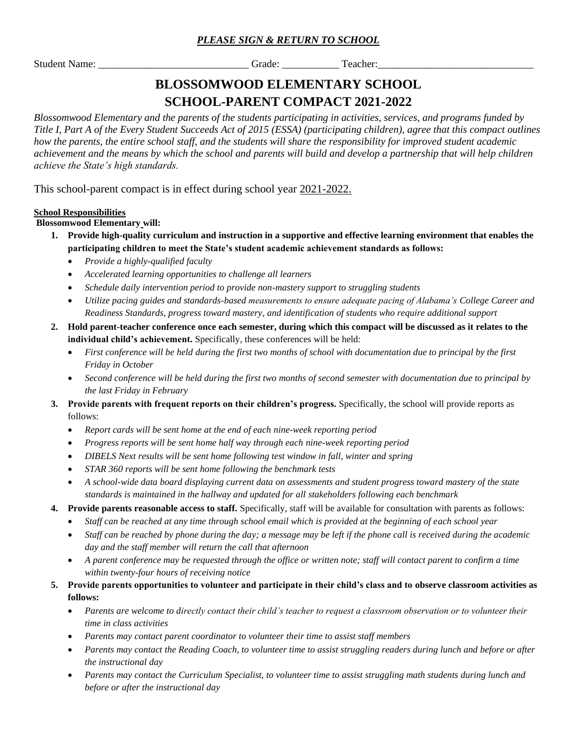***PLEASE SIGN & RETURN TO SCHOOL***

Student Name: _____________________________ Grade: ___________ Teacher:______________________________

# BLOSSOMWOOD ELEMENTARY SCHOOL
# SCHOOL-PARENT COMPACT 2021-2022

*Blossomwood Elementary and the parents of the students participating in activities, services, and programs funded by Title I, Part A of the Every Student Succeeds Act of 2015 (ESSA) (participating children), agree that this compact outlines how the parents, the entire school staff, and the students will share the responsibility for improved student academic achievement and the means by which the school and parents will build and develop a partnership that will help children achieve the State's high standards.*

This school-parent compact is in effect during school year 2021-2022.

**School Responsibilities**

**Blossomwood Elementary will:**

1. **Provide high-quality curriculum and instruction in a supportive and effective learning environment that enables the participating children to meet the State's student academic achievement standards as follows:**
   - *Provide a highly-qualified faculty*
   - *Accelerated learning opportunities to challenge all learners*
   - *Schedule daily intervention period to provide non-mastery support to struggling students*
   - *Utilize pacing guides and standards-based measurements to ensure adequate pacing of Alabama's College Career and Readiness Standards, progress toward mastery, and identification of students who require additional support*
2. **Hold parent-teacher conference once each semester, during which this compact will be discussed as it relates to the individual child's achievement.** Specifically, these conferences will be held:
   - *First conference will be held during the first two months of school with documentation due to principal by the first Friday in October*
   - *Second conference will be held during the first two months of second semester with documentation due to principal by the last Friday in February*
3. **Provide parents with frequent reports on their children's progress.** Specifically, the school will provide reports as follows:
   - *Report cards will be sent home at the end of each nine-week reporting period*
   - *Progress reports will be sent home half way through each nine-week reporting period*
   - *DIBELS Next results will be sent home following test window in fall, winter and spring*
   - *STAR 360 reports will be sent home following the benchmark tests*
   - *A school-wide data board displaying current data on assessments and student progress toward mastery of the state standards is maintained in the hallway and updated for all stakeholders following each benchmark*
4. **Provide parents reasonable access to staff.** Specifically, staff will be available for consultation with parents as follows:
   - *Staff can be reached at any time through school email which is provided at the beginning of each school year*
   - *Staff can be reached by phone during the day; a message may be left if the phone call is received during the academic day and the staff member will return the call that afternoon*
   - *A parent conference may be requested through the office or written note; staff will contact parent to confirm a time within twenty-four hours of receiving notice*
5. **Provide parents opportunities to volunteer and participate in their child's class and to observe classroom activities as follows:**
   - *Parents are welcome to directly contact their child's teacher to request a classroom observation or to volunteer their time in class activities*
   - *Parents may contact parent coordinator to volunteer their time to assist staff members*
   - *Parents may contact the Reading Coach, to volunteer time to assist struggling readers during lunch and before or after the instructional day*
   - *Parents may contact the Curriculum Specialist, to volunteer time to assist struggling math students during lunch and before or after the instructional day*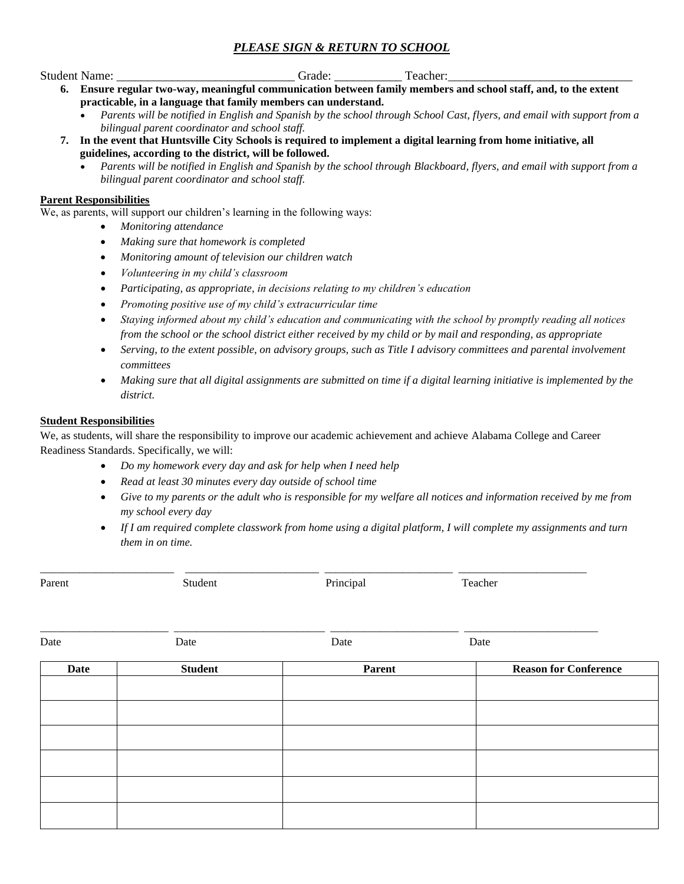***PLEASE SIGN & RETURN TO SCHOOL***

Student Name: ____________________________ Grade: __________ Teacher:_____________________________

6. **Ensure regular two-way, meaningful communication between family members and school staff, and, to the extent practicable, in a language that family members can understand.**
   - *Parents will be notified in English and Spanish by the school through School Cast, flyers, and email with support from a bilingual parent coordinator and school staff.*
7. **In the event that Huntsville City Schools is required to implement a digital learning from home initiative, all guidelines, according to the district, will be followed.**
   - *Parents will be notified in English and Spanish by the school through Blackboard, flyers, and email with support from a bilingual parent coordinator and school staff.*

**Parent Responsibilities**

We, as parents, will support our children's learning in the following ways:

- *Monitoring attendance*
- *Making sure that homework is completed*
- *Monitoring amount of television our children watch*
- *Volunteering in my child's classroom*
- *Participating, as appropriate, in decisions relating to my children's education*
- *Promoting positive use of my child's extracurricular time*
- *Staying informed about my child's education and communicating with the school by promptly reading all notices from the school or the school district either received by my child or by mail and responding, as appropriate*
- *Serving, to the extent possible, on advisory groups, such as Title I advisory committees and parental involvement committees*
- *Making sure that all digital assignments are submitted on time if a digital learning initiative is implemented by the district.*

**Student Responsibilities**

We, as students, will share the responsibility to improve our academic achievement and achieve Alabama College and Career Readiness Standards. Specifically, we will:

- *Do my homework every day and ask for help when I need help*
- *Read at least 30 minutes every day outside of school time*
- *Give to my parents or the adult who is responsible for my welfare all notices and information received by me from my school every day*
- *If I am required complete classwork from home using a digital platform, I will complete my assignments and turn them in on time.*

_______________________ _______________________ _______________________ _______________________

Parent Student Principal Teacher

_______________________ _______________________ _______________________ _______________________

Date Date Date Date

| Date | Student | Parent | Reason for Conference |
|---|---|---|---|
| | | | |
| | | | |
| | | | |
| | | | |
| | | | |
| | | | |